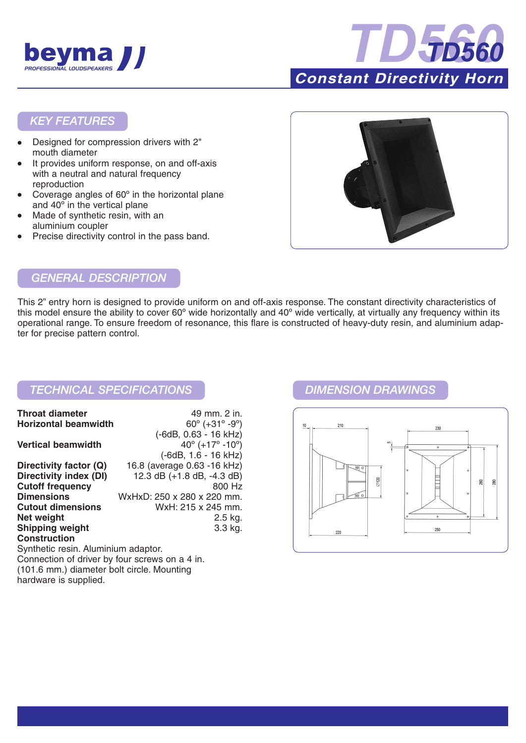beyma
PROFESSIONAL LOUDSPEAKERS

# TD560

## Constant Directivity Horn

## KEY FEATURES

- Designed for compression drivers with 2" mouth diameter
- It provides uniform response, on and off-axis with a neutral and natural frequency reproduction
- Coverage angles of 60º in the horizontal plane and 40º in the vertical plane
- Made of synthetic resin, with an aluminium coupler
- Precise directivity control in the pass band.

## GENERAL DESCRIPTION

This 2" entry horn is designed to provide uniform on and off-axis response. The constant directivity characteristics of this model ensure the ability to cover 60º wide horizontally and 40º wide vertically, at virtually any frequency within its operational range. To ensure freedom of resonance, this flare is constructed of heavy-duty resin, and aluminium adapter for precise pattern control.

## TECHNICAL SPECIFICATIONS

| | |
|---|---|
| **Throat diameter** | 49 mm. 2 in. |
| **Horizontal beamwidth** | 60º (+31º -9º) (-6dB, 0.63 - 16 kHz) |
| **Vertical beamwidth** | 40º (+17º -10º) (-6dB, 1.6 - 16 kHz) |
| **Directivity factor (Q)** | 16.8 (average 0.63 -16 kHz) |
| **Directivity index (DI)** | 12.3 dB (+1.8 dB, -4.3 dB) |
| **Cutoff frequency** | 800 Hz |
| **Dimensions** | WxHxD: 250 x 280 x 220 mm. |
| **Cutout dimensions** | WxH: 215 x 245 mm. |
| **Net weight** | 2.5 kg. |
| **Shipping weight** | 3.3 kg. |

**Construction**

Synthetic resin. Aluminium adaptor.
Connection of driver by four screws on a 4 in. (101.6 mm.) diameter bolt circle. Mounting hardware is supplied.

## DIMENSION DRAWINGS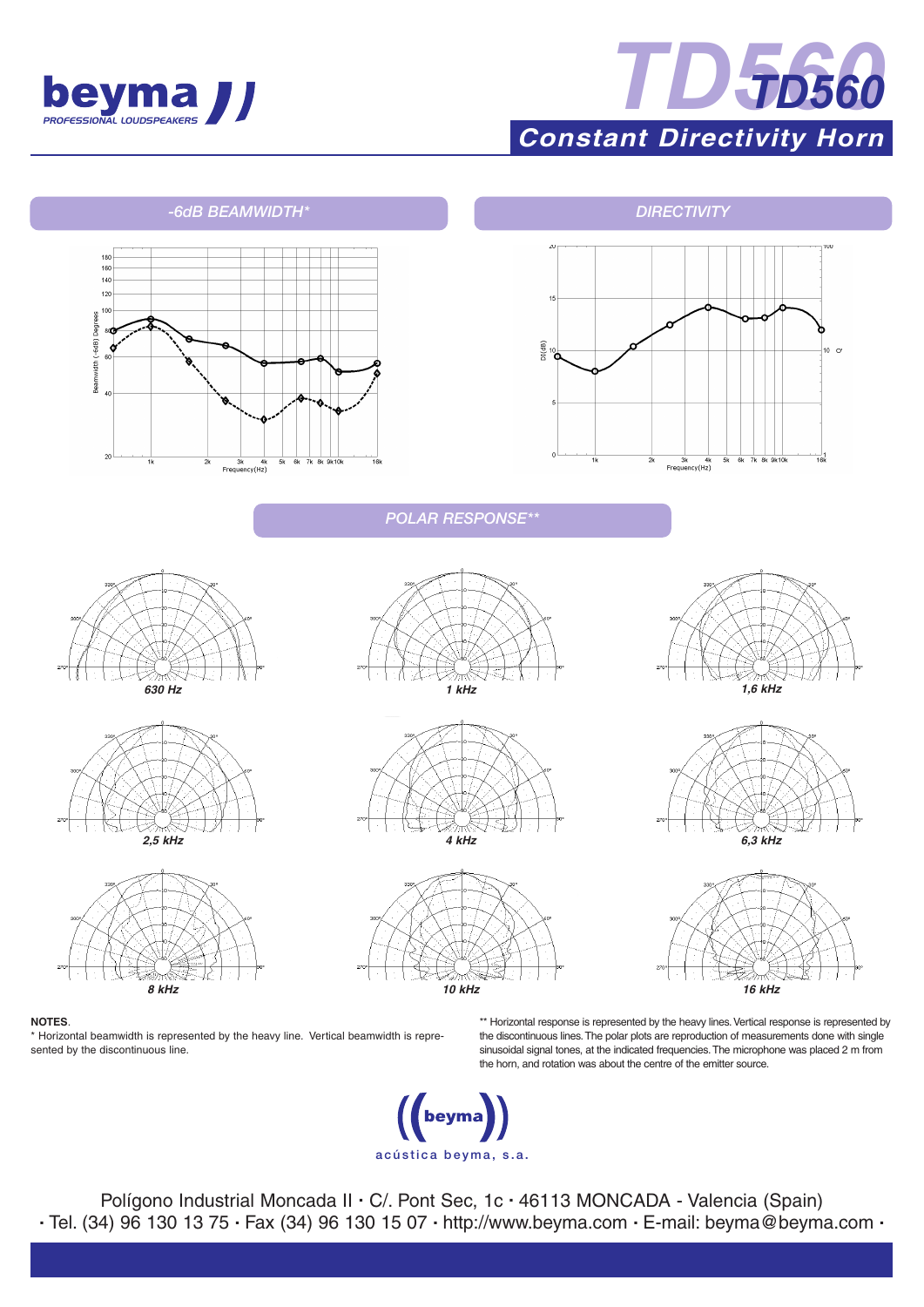# TD560

## Constant Directivity Horn

## -6dB BEAMWIDTH*

180
160
140
120
100
80
60
40
20

Beamwidth (-6dB) Degrees

1k 2k 3k 4k 5k 6k 7k 8k 9k10k 16k

Frequency(Hz)

## DIRECTIVITY

20
15
10
5
0

DI(dB)

100
10
1

Q

1k 2k 3k 4k 5k 6k 7k 8k 9k10k 16k

Frequency(Hz)

## POLAR RESPONSE**

630 Hz

1 kHz

1,6 kHz

2,5 kHz

4 kHz

6,3 kHz

8 kHz

10 kHz

16 kHz

**NOTES**.

* Horizontal beamwidth is represented by the heavy line. Vertical beamwidth is represented by the discontinuous line.

** Horizontal response is represented by the heavy lines. Vertical response is represented by the discontinuous lines. The polar plots are reproduction of measurements done with single sinusoidal signal tones, at the indicated frequencies. The microphone was placed 2 m from the horn, and rotation was about the centre of the emitter source.

acústica beyma, s.a.

Polígono Industrial Moncada II · C/. Pont Sec, 1c · 46113 MONCADA - Valencia (Spain)
· Tel. (34) 96 130 13 75 · Fax (34) 96 130 15 07 · http://www.beyma.com · E-mail: beyma@beyma.com ·